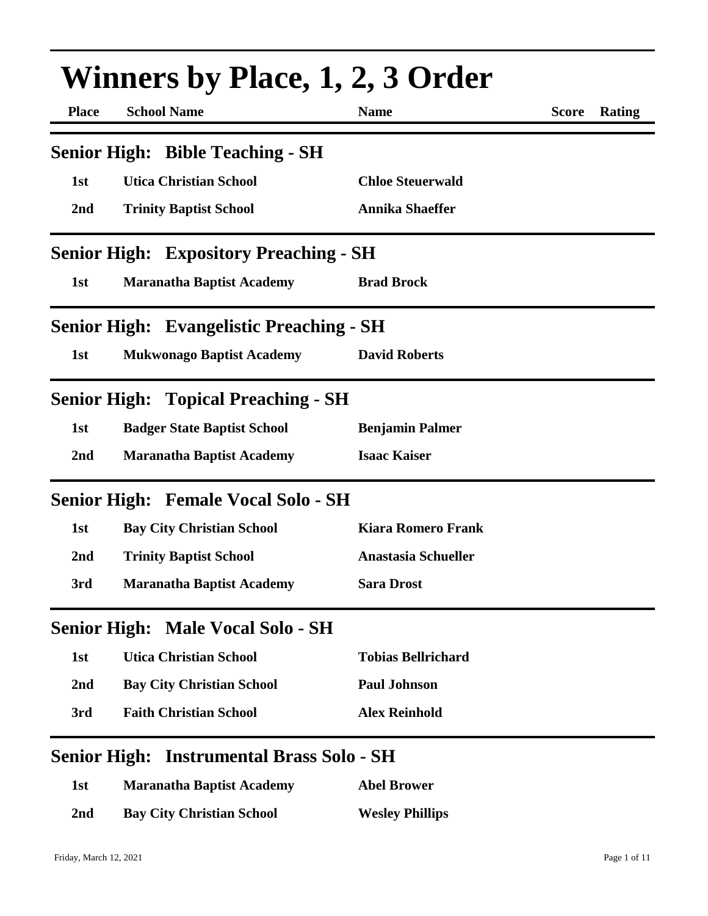# Winners by Place, 1, 2, 3 Order

| Place | School Name | Name | Score | Rating |
|---|---|---|---|---|

## Senior High: Bible Teaching - SH

| Place | School Name | Name | Score | Rating |
|---|---|---|---|---|
| 1st | Utica Christian School | Chloe Steuerwald | | |
| 2nd | Trinity Baptist School | Annika Shaeffer | | |

## Senior High: Expository Preaching - SH

| Place | School Name | Name | Score | Rating |
|---|---|---|---|---|
| 1st | Maranatha Baptist Academy | Brad Brock | | |

## Senior High: Evangelistic Preaching - SH

| Place | School Name | Name | Score | Rating |
|---|---|---|---|---|
| 1st | Mukwonago Baptist Academy | David Roberts | | |

## Senior High: Topical Preaching - SH

| Place | School Name | Name | Score | Rating |
|---|---|---|---|---|
| 1st | Badger State Baptist School | Benjamin Palmer | | |
| 2nd | Maranatha Baptist Academy | Isaac Kaiser | | |

## Senior High: Female Vocal Solo - SH

| Place | School Name | Name | Score | Rating |
|---|---|---|---|---|
| 1st | Bay City Christian School | Kiara Romero Frank | | |
| 2nd | Trinity Baptist School | Anastasia Schueller | | |
| 3rd | Maranatha Baptist Academy | Sara Drost | | |

## Senior High: Male Vocal Solo - SH

| Place | School Name | Name | Score | Rating |
|---|---|---|---|---|
| 1st | Utica Christian School | Tobias Bellrichard | | |
| 2nd | Bay City Christian School | Paul Johnson | | |
| 3rd | Faith Christian School | Alex Reinhold | | |

## Senior High: Instrumental Brass Solo - SH

| Place | School Name | Name | Score | Rating |
|---|---|---|---|---|
| 1st | Maranatha Baptist Academy | Abel Brower | | |
| 2nd | Bay City Christian School | Wesley Phillips | | |

Friday, March 12, 2021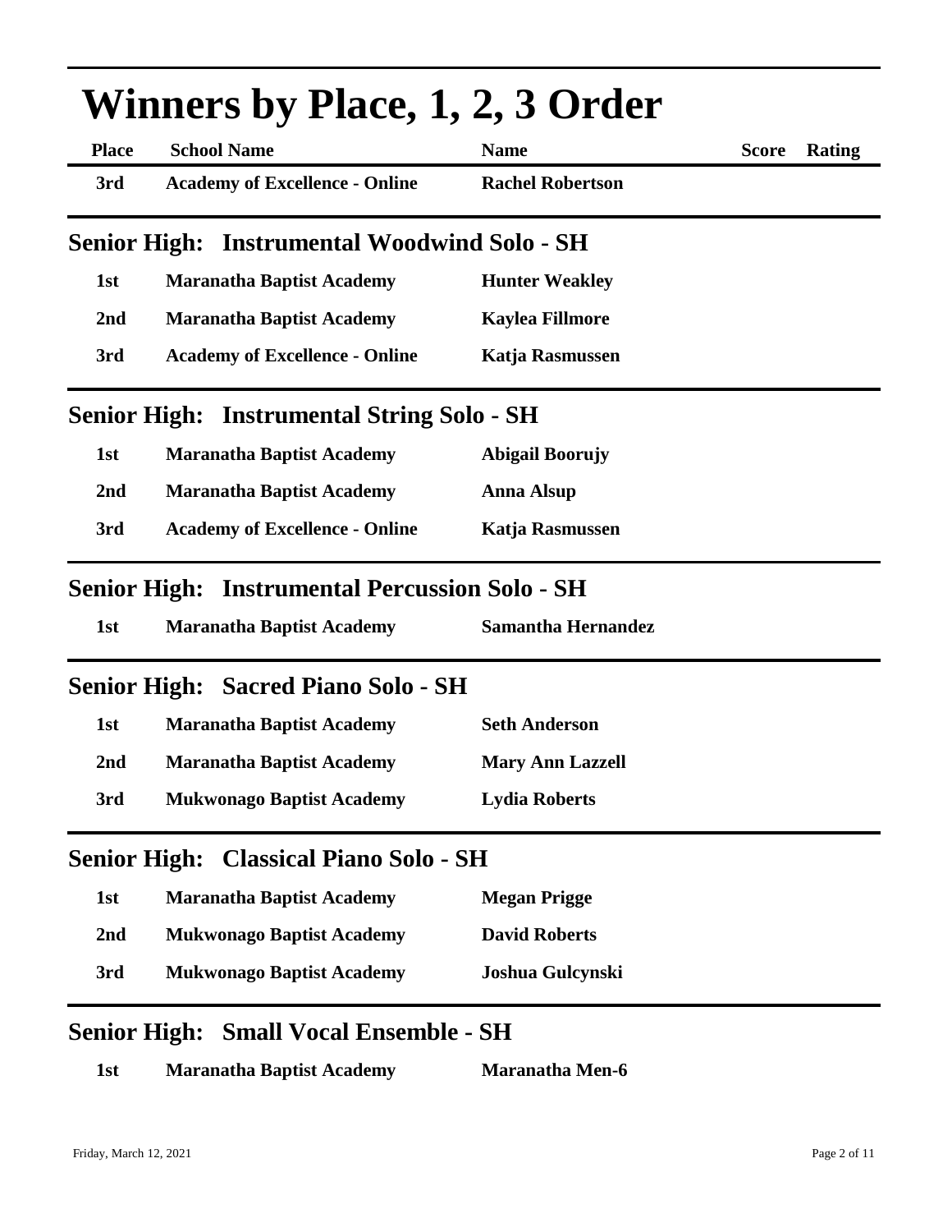# Winners by Place, 1, 2, 3 Order

| Place | School Name | Name | Score | Rating |
|---|---|---|---|---|
| 3rd | Academy of Excellence - Online | Rachel Robertson | | |

## Senior High: Instrumental Woodwind Solo - SH

| Place | School Name | Name | Score | Rating |
|---|---|---|---|---|
| 1st | Maranatha Baptist Academy | Hunter Weakley | | |
| 2nd | Maranatha Baptist Academy | Kaylea Fillmore | | |
| 3rd | Academy of Excellence - Online | Katja Rasmussen | | |

## Senior High: Instrumental String Solo - SH

| Place | School Name | Name | Score | Rating |
|---|---|---|---|---|
| 1st | Maranatha Baptist Academy | Abigail Boorujy | | |
| 2nd | Maranatha Baptist Academy | Anna Alsup | | |
| 3rd | Academy of Excellence - Online | Katja Rasmussen | | |

## Senior High: Instrumental Percussion Solo - SH

| Place | School Name | Name | Score | Rating |
|---|---|---|---|---|
| 1st | Maranatha Baptist Academy | Samantha Hernandez | | |

## Senior High: Sacred Piano Solo - SH

| Place | School Name | Name | Score | Rating |
|---|---|---|---|---|
| 1st | Maranatha Baptist Academy | Seth Anderson | | |
| 2nd | Maranatha Baptist Academy | Mary Ann Lazzell | | |
| 3rd | Mukwonago Baptist Academy | Lydia Roberts | | |

## Senior High: Classical Piano Solo - SH

| Place | School Name | Name | Score | Rating |
|---|---|---|---|---|
| 1st | Maranatha Baptist Academy | Megan Prigge | | |
| 2nd | Mukwonago Baptist Academy | David Roberts | | |
| 3rd | Mukwonago Baptist Academy | Joshua Gulcynski | | |

## Senior High: Small Vocal Ensemble - SH

| Place | School Name | Name | Score | Rating |
|---|---|---|---|---|
| 1st | Maranatha Baptist Academy | Maranatha Men-6 | | |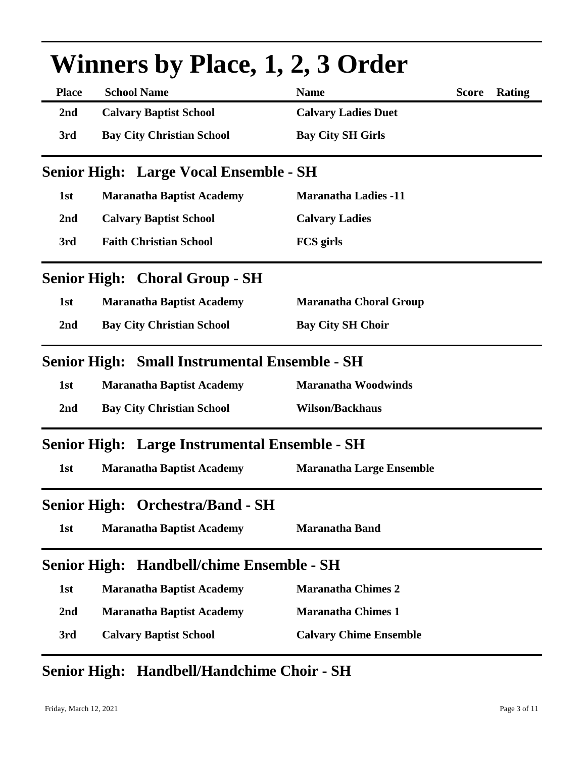# Winners by Place, 1, 2, 3 Order

| Place | School Name | Name | Score | Rating |
|---|---|---|---|---|
| 2nd | Calvary Baptist School | Calvary Ladies Duet | | |
| 3rd | Bay City Christian School | Bay City SH Girls | | |

## Senior High: Large Vocal Ensemble - SH

| Place | School Name | Name | Score | Rating |
|---|---|---|---|---|
| 1st | Maranatha Baptist Academy | Maranatha Ladies -11 | | |
| 2nd | Calvary Baptist School | Calvary Ladies | | |
| 3rd | Faith Christian School | FCS girls | | |

## Senior High: Choral Group - SH

| Place | School Name | Name | Score | Rating |
|---|---|---|---|---|
| 1st | Maranatha Baptist Academy | Maranatha Choral Group | | |
| 2nd | Bay City Christian School | Bay City SH Choir | | |

## Senior High: Small Instrumental Ensemble - SH

| Place | School Name | Name | Score | Rating |
|---|---|---|---|---|
| 1st | Maranatha Baptist Academy | Maranatha Woodwinds | | |
| 2nd | Bay City Christian School | Wilson/Backhaus | | |

## Senior High: Large Instrumental Ensemble - SH

| Place | School Name | Name | Score | Rating |
|---|---|---|---|---|
| 1st | Maranatha Baptist Academy | Maranatha Large Ensemble | | |

## Senior High: Orchestra/Band - SH

| Place | School Name | Name | Score | Rating |
|---|---|---|---|---|
| 1st | Maranatha Baptist Academy | Maranatha Band | | |

## Senior High: Handbell/chime Ensemble - SH

| Place | School Name | Name | Score | Rating |
|---|---|---|---|---|
| 1st | Maranatha Baptist Academy | Maranatha Chimes 2 | | |
| 2nd | Maranatha Baptist Academy | Maranatha Chimes 1 | | |
| 3rd | Calvary Baptist School | Calvary Chime Ensemble | | |

## Senior High: Handbell/Handchime Choir - SH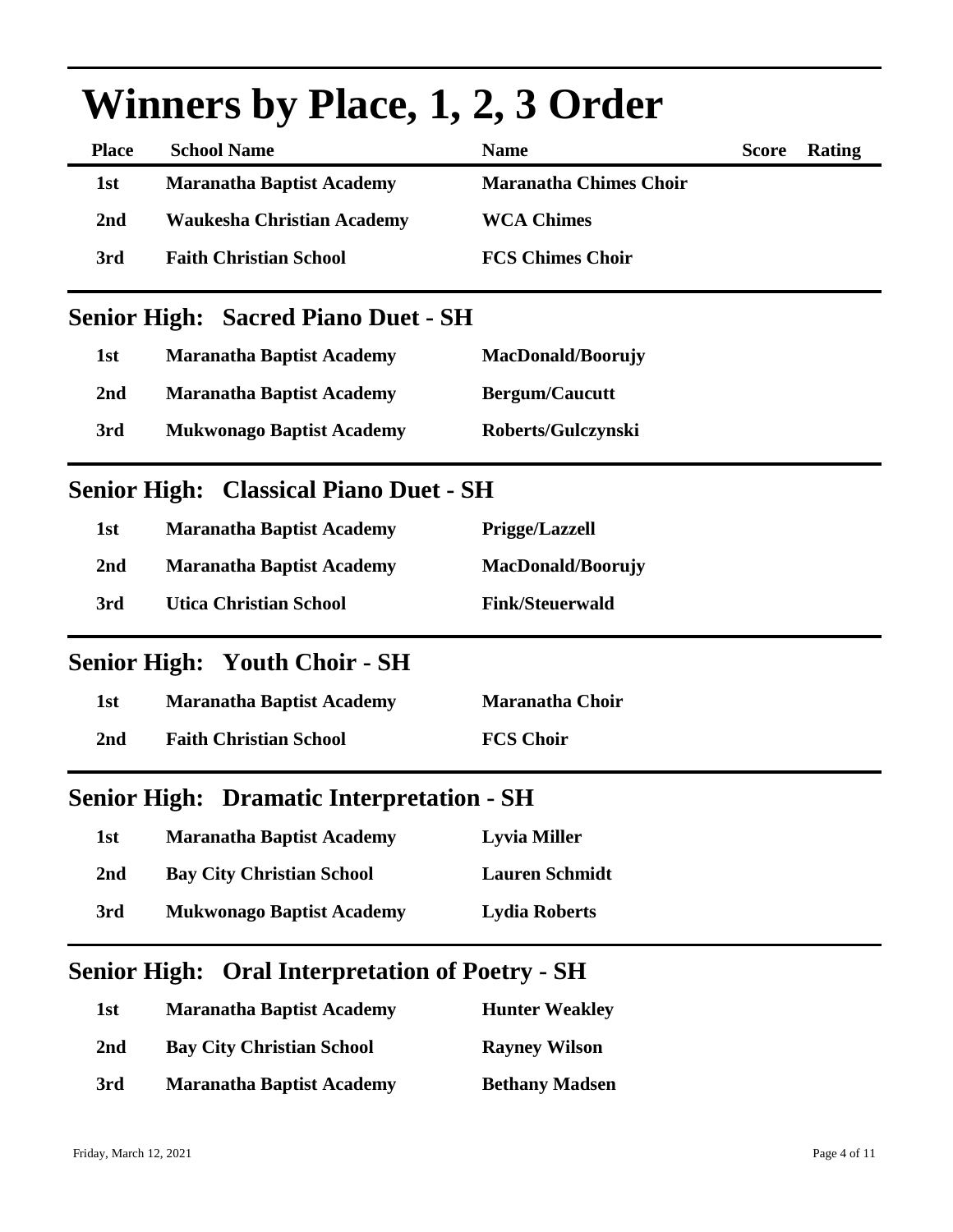# Winners by Place, 1, 2, 3 Order

| Place | School Name | Name | Score | Rating |
|---|---|---|---|---|
| 1st | Maranatha Baptist Academy | Maranatha Chimes Choir | | |
| 2nd | Waukesha Christian Academy | WCA Chimes | | |
| 3rd | Faith Christian School | FCS Chimes Choir | | |

## Senior High: Sacred Piano Duet - SH

| Place | School Name | Name | Score | Rating |
|---|---|---|---|---|
| 1st | Maranatha Baptist Academy | MacDonald/Boorujy | | |
| 2nd | Maranatha Baptist Academy | Bergum/Caucutt | | |
| 3rd | Mukwonago Baptist Academy | Roberts/Gulczynski | | |

## Senior High: Classical Piano Duet - SH

| Place | School Name | Name | Score | Rating |
|---|---|---|---|---|
| 1st | Maranatha Baptist Academy | Prigge/Lazzell | | |
| 2nd | Maranatha Baptist Academy | MacDonald/Boorujy | | |
| 3rd | Utica Christian School | Fink/Steuerwald | | |

## Senior High: Youth Choir - SH

| Place | School Name | Name | Score | Rating |
|---|---|---|---|---|
| 1st | Maranatha Baptist Academy | Maranatha Choir | | |
| 2nd | Faith Christian School | FCS Choir | | |

## Senior High: Dramatic Interpretation - SH

| Place | School Name | Name | Score | Rating |
|---|---|---|---|---|
| 1st | Maranatha Baptist Academy | Lyvia Miller | | |
| 2nd | Bay City Christian School | Lauren Schmidt | | |
| 3rd | Mukwonago Baptist Academy | Lydia Roberts | | |

## Senior High: Oral Interpretation of Poetry - SH

| Place | School Name | Name | Score | Rating |
|---|---|---|---|---|
| 1st | Maranatha Baptist Academy | Hunter Weakley | | |
| 2nd | Bay City Christian School | Rayney Wilson | | |
| 3rd | Maranatha Baptist Academy | Bethany Madsen | | |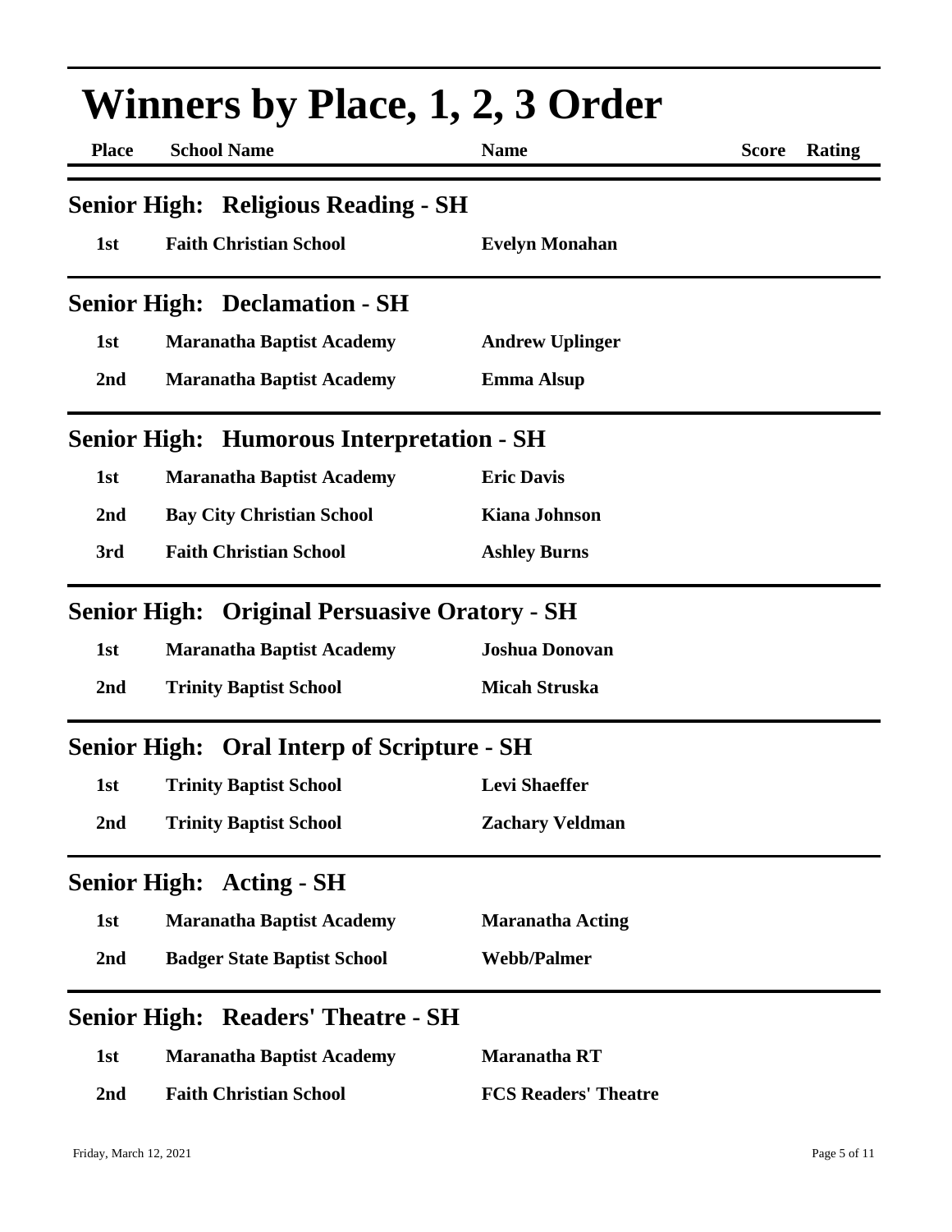# Winners by Place, 1, 2, 3 Order

## Senior High: Religious Reading - SH

| Place | School Name | Name | Score | Rating |
|---|---|---|---|---|
| 1st | Faith Christian School | Evelyn Monahan | | |

## Senior High: Declamation - SH

| Place | School Name | Name | Score | Rating |
|---|---|---|---|---|
| 1st | Maranatha Baptist Academy | Andrew Uplinger | | |
| 2nd | Maranatha Baptist Academy | Emma Alsup | | |

## Senior High: Humorous Interpretation - SH

| Place | School Name | Name | Score | Rating |
|---|---|---|---|---|
| 1st | Maranatha Baptist Academy | Eric Davis | | |
| 2nd | Bay City Christian School | Kiana Johnson | | |
| 3rd | Faith Christian School | Ashley Burns | | |

## Senior High: Original Persuasive Oratory - SH

| Place | School Name | Name | Score | Rating |
|---|---|---|---|---|
| 1st | Maranatha Baptist Academy | Joshua Donovan | | |
| 2nd | Trinity Baptist School | Micah Struska | | |

## Senior High: Oral Interp of Scripture - SH

| Place | School Name | Name | Score | Rating |
|---|---|---|---|---|
| 1st | Trinity Baptist School | Levi Shaeffer | | |
| 2nd | Trinity Baptist School | Zachary Veldman | | |

## Senior High: Acting - SH

| Place | School Name | Name | Score | Rating |
|---|---|---|---|---|
| 1st | Maranatha Baptist Academy | Maranatha Acting | | |
| 2nd | Badger State Baptist School | Webb/Palmer | | |

## Senior High: Readers' Theatre - SH

| Place | School Name | Name | Score | Rating |
|---|---|---|---|---|
| 1st | Maranatha Baptist Academy | Maranatha RT | | |
| 2nd | Faith Christian School | FCS Readers' Theatre | | |

Friday, March 12, 2021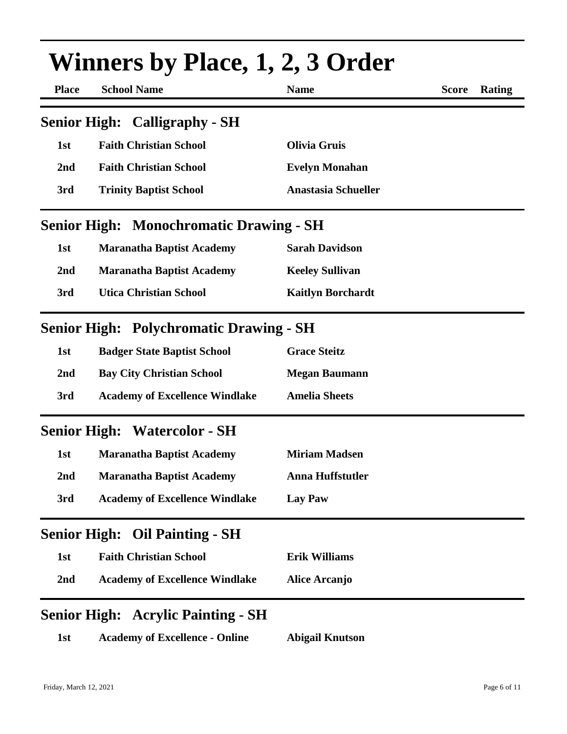# Winners by Place, 1, 2, 3 Order

## Senior High: Calligraphy - SH

| Place | School Name | Name | Score | Rating |
|---|---|---|---|---|
| 1st | Faith Christian School | Olivia Gruis | | |
| 2nd | Faith Christian School | Evelyn Monahan | | |
| 3rd | Trinity Baptist School | Anastasia Schueller | | |

## Senior High: Monochromatic Drawing - SH

| Place | School Name | Name | Score | Rating |
|---|---|---|---|---|
| 1st | Maranatha Baptist Academy | Sarah Davidson | | |
| 2nd | Maranatha Baptist Academy | Keeley Sullivan | | |
| 3rd | Utica Christian School | Kaitlyn Borchardt | | |

## Senior High: Polychromatic Drawing - SH

| Place | School Name | Name | Score | Rating |
|---|---|---|---|---|
| 1st | Badger State Baptist School | Grace Steitz | | |
| 2nd | Bay City Christian School | Megan Baumann | | |
| 3rd | Academy of Excellence Windlake | Amelia Sheets | | |

## Senior High: Watercolor - SH

| Place | School Name | Name | Score | Rating |
|---|---|---|---|---|
| 1st | Maranatha Baptist Academy | Miriam Madsen | | |
| 2nd | Maranatha Baptist Academy | Anna Huffstutler | | |
| 3rd | Academy of Excellence Windlake | Lay Paw | | |

## Senior High: Oil Painting - SH

| Place | School Name | Name | Score | Rating |
|---|---|---|---|---|
| 1st | Faith Christian School | Erik Williams | | |
| 2nd | Academy of Excellence Windlake | Alice Arcanjo | | |

## Senior High: Acrylic Painting - SH

| Place | School Name | Name | Score | Rating |
|---|---|---|---|---|
| 1st | Academy of Excellence - Online | Abigail Knutson | | |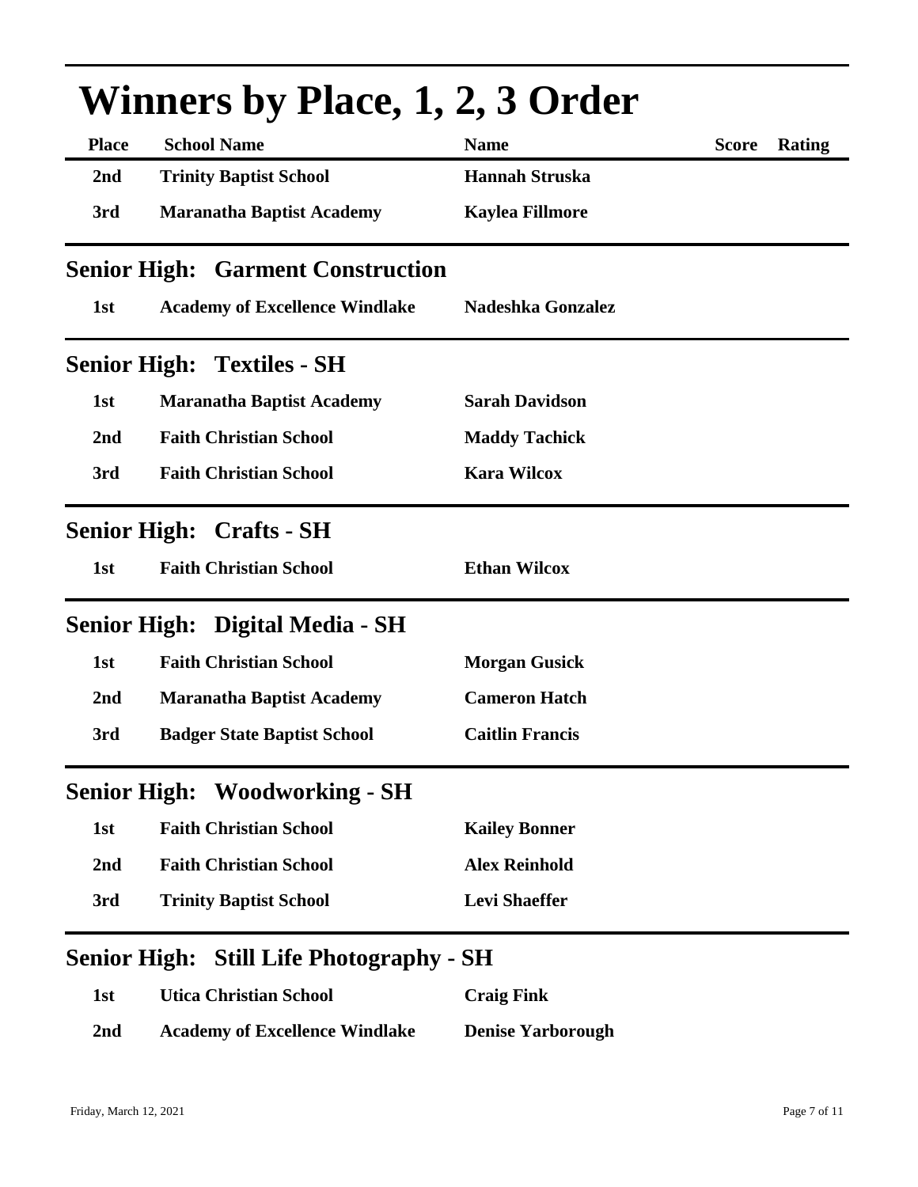# Winners by Place, 1, 2, 3 Order

| Place | School Name | Name | Score | Rating |
|---|---|---|---|---|
| 2nd | Trinity Baptist School | Hannah Struska | | |
| 3rd | Maranatha Baptist Academy | Kaylea Fillmore | | |

## Senior High: Garment Construction

| Place | School Name | Name | Score | Rating |
|---|---|---|---|---|
| 1st | Academy of Excellence Windlake | Nadeshka Gonzalez | | |

## Senior High: Textiles - SH

| Place | School Name | Name | Score | Rating |
|---|---|---|---|---|
| 1st | Maranatha Baptist Academy | Sarah Davidson | | |
| 2nd | Faith Christian School | Maddy Tachick | | |
| 3rd | Faith Christian School | Kara Wilcox | | |

## Senior High: Crafts - SH

| Place | School Name | Name | Score | Rating |
|---|---|---|---|---|
| 1st | Faith Christian School | Ethan Wilcox | | |

## Senior High: Digital Media - SH

| Place | School Name | Name | Score | Rating |
|---|---|---|---|---|
| 1st | Faith Christian School | Morgan Gusick | | |
| 2nd | Maranatha Baptist Academy | Cameron Hatch | | |
| 3rd | Badger State Baptist School | Caitlin Francis | | |

## Senior High: Woodworking - SH

| Place | School Name | Name | Score | Rating |
|---|---|---|---|---|
| 1st | Faith Christian School | Kailey Bonner | | |
| 2nd | Faith Christian School | Alex Reinhold | | |
| 3rd | Trinity Baptist School | Levi Shaeffer | | |

## Senior High: Still Life Photography - SH

| Place | School Name | Name | Score | Rating |
|---|---|---|---|---|
| 1st | Utica Christian School | Craig Fink | | |
| 2nd | Academy of Excellence Windlake | Denise Yarborough | | |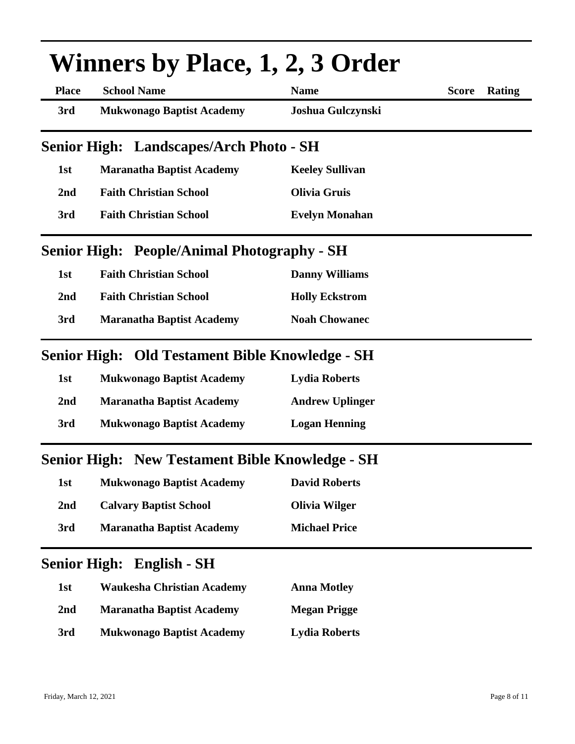# Winners by Place, 1, 2, 3 Order

| Place | School Name | Name | Score | Rating |
|---|---|---|---|---|
| 3rd | Mukwonago Baptist Academy | Joshua Gulczynski | | |

## Senior High: Landscapes/Arch Photo - SH

| Place | School Name | Name | Score | Rating |
|---|---|---|---|---|
| 1st | Maranatha Baptist Academy | Keeley Sullivan | | |
| 2nd | Faith Christian School | Olivia Gruis | | |
| 3rd | Faith Christian School | Evelyn Monahan | | |

## Senior High: People/Animal Photography - SH

| Place | School Name | Name | Score | Rating |
|---|---|---|---|---|
| 1st | Faith Christian School | Danny Williams | | |
| 2nd | Faith Christian School | Holly Eckstrom | | |
| 3rd | Maranatha Baptist Academy | Noah Chowanec | | |

## Senior High: Old Testament Bible Knowledge - SH

| Place | School Name | Name | Score | Rating |
|---|---|---|---|---|
| 1st | Mukwonago Baptist Academy | Lydia Roberts | | |
| 2nd | Maranatha Baptist Academy | Andrew Uplinger | | |
| 3rd | Mukwonago Baptist Academy | Logan Henning | | |

## Senior High: New Testament Bible Knowledge - SH

| Place | School Name | Name | Score | Rating |
|---|---|---|---|---|
| 1st | Mukwonago Baptist Academy | David Roberts | | |
| 2nd | Calvary Baptist School | Olivia Wilger | | |
| 3rd | Maranatha Baptist Academy | Michael Price | | |

## Senior High: English - SH

| Place | School Name | Name | Score | Rating |
|---|---|---|---|---|
| 1st | Waukesha Christian Academy | Anna Motley | | |
| 2nd | Maranatha Baptist Academy | Megan Prigge | | |
| 3rd | Mukwonago Baptist Academy | Lydia Roberts | | |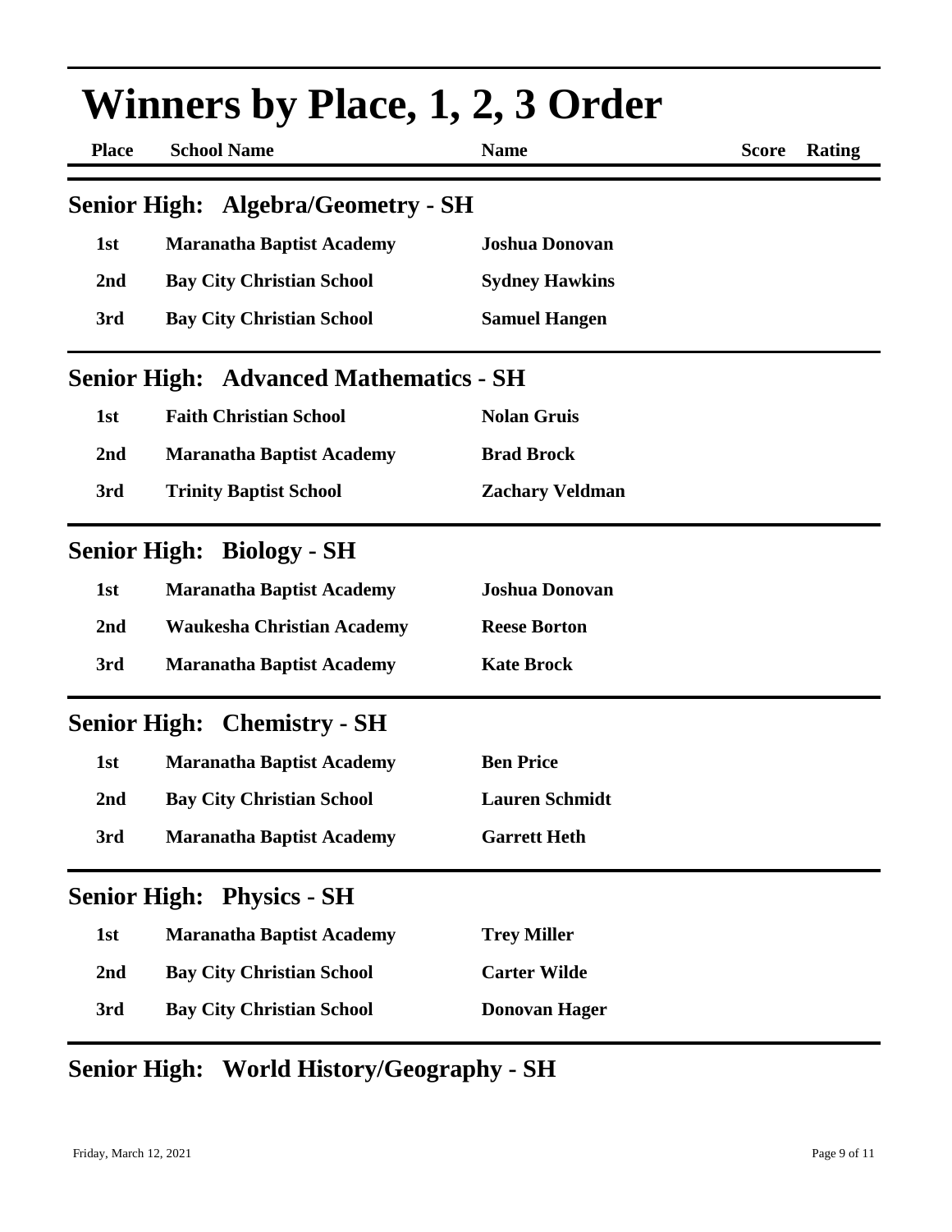# Winners by Place, 1, 2, 3 Order

| Place | School Name | Name | Score | Rating |
|---|---|---|---|---|

## Senior High: Algebra/Geometry - SH

| Place | School Name | Name | Score | Rating |
|---|---|---|---|---|
| 1st | Maranatha Baptist Academy | Joshua Donovan | | |
| 2nd | Bay City Christian School | Sydney Hawkins | | |
| 3rd | Bay City Christian School | Samuel Hangen | | |

## Senior High: Advanced Mathematics - SH

| Place | School Name | Name | Score | Rating |
|---|---|---|---|---|
| 1st | Faith Christian School | Nolan Gruis | | |
| 2nd | Maranatha Baptist Academy | Brad Brock | | |
| 3rd | Trinity Baptist School | Zachary Veldman | | |

## Senior High: Biology - SH

| Place | School Name | Name | Score | Rating |
|---|---|---|---|---|
| 1st | Maranatha Baptist Academy | Joshua Donovan | | |
| 2nd | Waukesha Christian Academy | Reese Borton | | |
| 3rd | Maranatha Baptist Academy | Kate Brock | | |

## Senior High: Chemistry - SH

| Place | School Name | Name | Score | Rating |
|---|---|---|---|---|
| 1st | Maranatha Baptist Academy | Ben Price | | |
| 2nd | Bay City Christian School | Lauren Schmidt | | |
| 3rd | Maranatha Baptist Academy | Garrett Heth | | |

## Senior High: Physics - SH

| Place | School Name | Name | Score | Rating |
|---|---|---|---|---|
| 1st | Maranatha Baptist Academy | Trey Miller | | |
| 2nd | Bay City Christian School | Carter Wilde | | |
| 3rd | Bay City Christian School | Donovan Hager | | |

## Senior High: World History/Geography - SH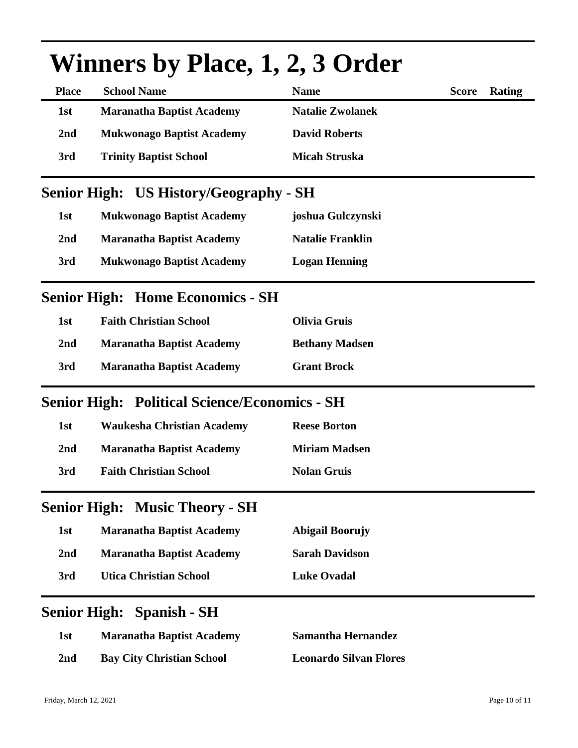# Winners by Place, 1, 2, 3 Order

| Place | School Name | Name | Score | Rating |
|---|---|---|---|---|
| 1st | Maranatha Baptist Academy | Natalie Zwolanek | | |
| 2nd | Mukwonago Baptist Academy | David Roberts | | |
| 3rd | Trinity Baptist School | Micah Struska | | |

## Senior High: US History/Geography - SH

| Place | School Name | Name | Score | Rating |
|---|---|---|---|---|
| 1st | Mukwonago Baptist Academy | joshua Gulczynski | | |
| 2nd | Maranatha Baptist Academy | Natalie Franklin | | |
| 3rd | Mukwonago Baptist Academy | Logan Henning | | |

## Senior High: Home Economics - SH

| Place | School Name | Name | Score | Rating |
|---|---|---|---|---|
| 1st | Faith Christian School | Olivia Gruis | | |
| 2nd | Maranatha Baptist Academy | Bethany Madsen | | |
| 3rd | Maranatha Baptist Academy | Grant Brock | | |

## Senior High: Political Science/Economics - SH

| Place | School Name | Name | Score | Rating |
|---|---|---|---|---|
| 1st | Waukesha Christian Academy | Reese Borton | | |
| 2nd | Maranatha Baptist Academy | Miriam Madsen | | |
| 3rd | Faith Christian School | Nolan Gruis | | |

## Senior High: Music Theory - SH

| Place | School Name | Name | Score | Rating |
|---|---|---|---|---|
| 1st | Maranatha Baptist Academy | Abigail Boorujy | | |
| 2nd | Maranatha Baptist Academy | Sarah Davidson | | |
| 3rd | Utica Christian School | Luke Ovadal | | |

## Senior High: Spanish - SH

| Place | School Name | Name | Score | Rating |
|---|---|---|---|---|
| 1st | Maranatha Baptist Academy | Samantha Hernandez | | |
| 2nd | Bay City Christian School | Leonardo Silvan Flores | | |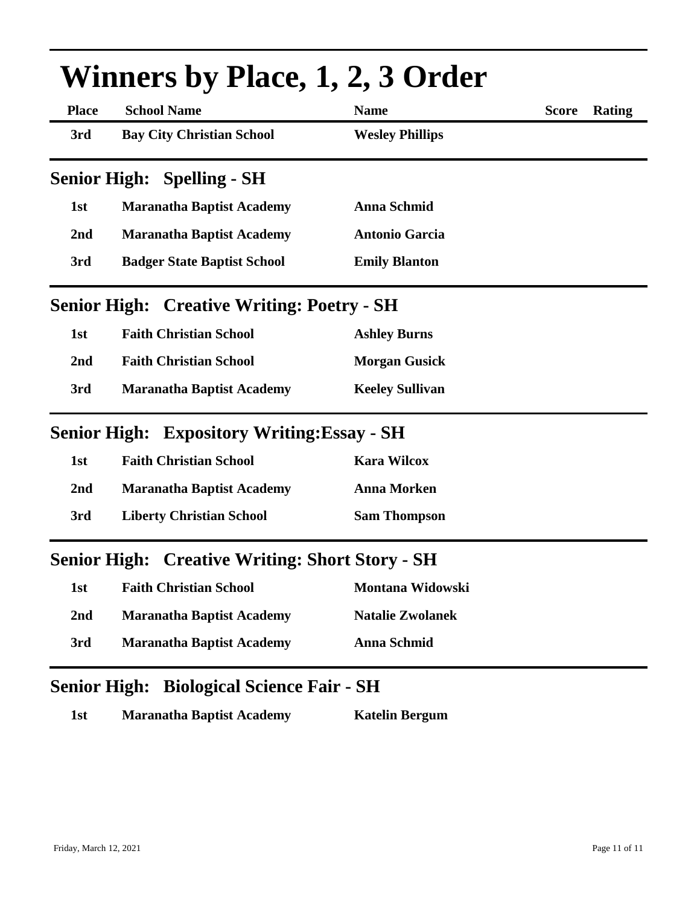# Winners by Place, 1, 2, 3 Order

| Place | School Name | Name | Score | Rating |
|---|---|---|---|---|
| 3rd | Bay City Christian School | Wesley Phillips | | |

## Senior High: Spelling - SH

| | | | | |
|---|---|---|---|---|
| 1st | Maranatha Baptist Academy | Anna Schmid | | |
| 2nd | Maranatha Baptist Academy | Antonio Garcia | | |
| 3rd | Badger State Baptist School | Emily Blanton | | |

## Senior High: Creative Writing: Poetry - SH

| | | | | |
|---|---|---|---|---|
| 1st | Faith Christian School | Ashley Burns | | |
| 2nd | Faith Christian School | Morgan Gusick | | |
| 3rd | Maranatha Baptist Academy | Keeley Sullivan | | |

## Senior High: Expository Writing:Essay - SH

| | | | | |
|---|---|---|---|---|
| 1st | Faith Christian School | Kara Wilcox | | |
| 2nd | Maranatha Baptist Academy | Anna Morken | | |
| 3rd | Liberty Christian School | Sam Thompson | | |

## Senior High: Creative Writing: Short Story - SH

| | | | | |
|---|---|---|---|---|
| 1st | Faith Christian School | Montana Widowski | | |
| 2nd | Maranatha Baptist Academy | Natalie Zwolanek | | |
| 3rd | Maranatha Baptist Academy | Anna Schmid | | |

## Senior High: Biological Science Fair - SH

| | | | | |
|---|---|---|---|---|
| 1st | Maranatha Baptist Academy | Katelin Bergum | | |

Friday, March 12, 2021